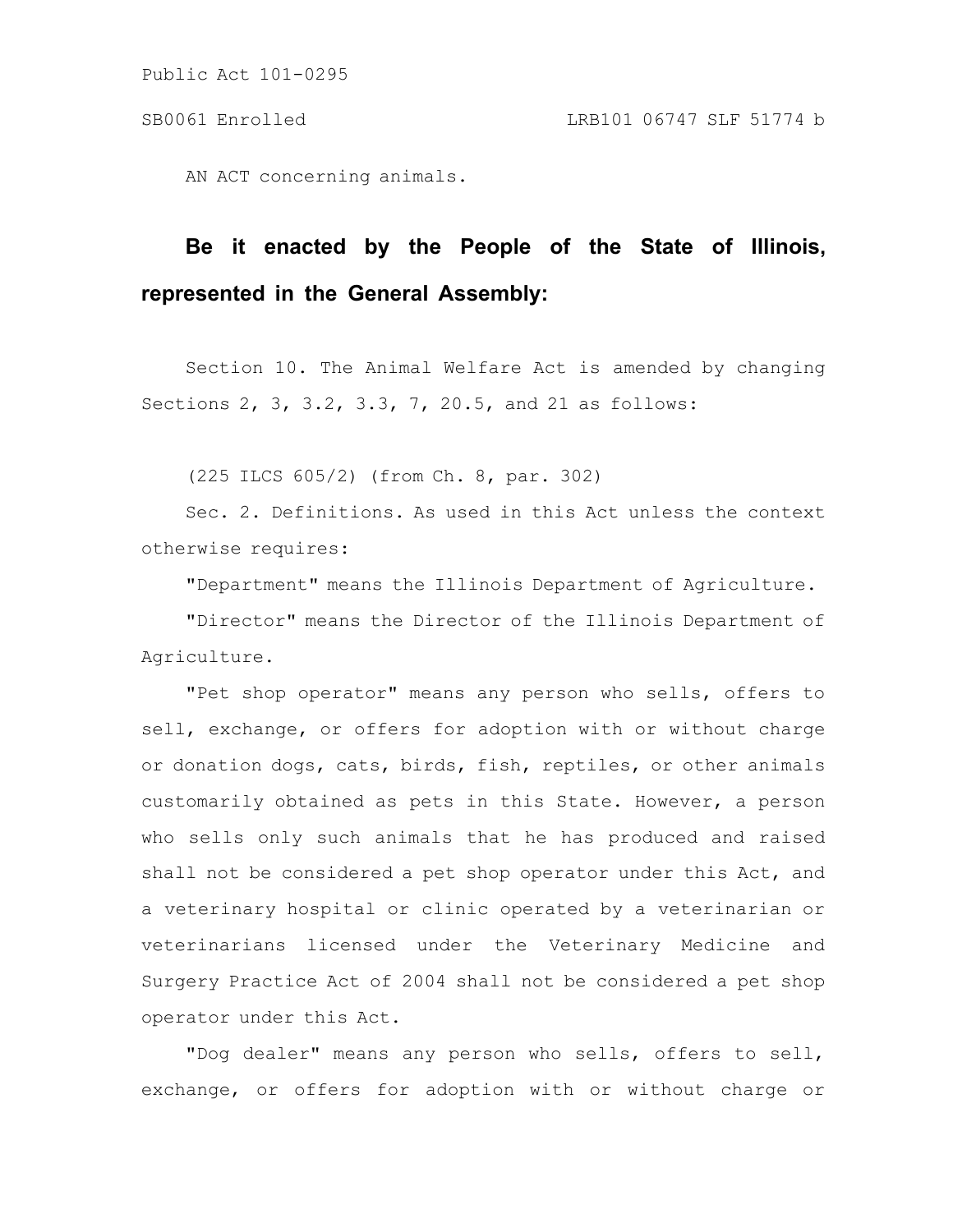Public Act 101-0295

SB0061 Enrolled LRB101 06747 SLF 51774 b

AN ACT concerning animals.

**Be it enacted by the People of the State of Illinois, represented in the General Assembly:**

Section 10. The Animal Welfare Act is amended by changing Sections 2, 3, 3.2, 3.3, 7, 20.5, and 21 as follows:

(225 ILCS 605/2) (from Ch. 8, par. 302)

Sec. 2. Definitions. As used in this Act unless the context otherwise requires:

"Department" means the Illinois Department of Agriculture.

"Director" means the Director of the Illinois Department of Agriculture.

"Pet shop operator" means any person who sells, offers to sell, exchange, or offers for adoption with or without charge or donation dogs, cats, birds, fish, reptiles, or other animals customarily obtained as pets in this State. However, a person who sells only such animals that he has produced and raised shall not be considered a pet shop operator under this Act, and a veterinary hospital or clinic operated by a veterinarian or veterinarians licensed under the Veterinary Medicine and Surgery Practice Act of 2004 shall not be considered a pet shop operator under this Act.

"Dog dealer" means any person who sells, offers to sell, exchange, or offers for adoption with or without charge or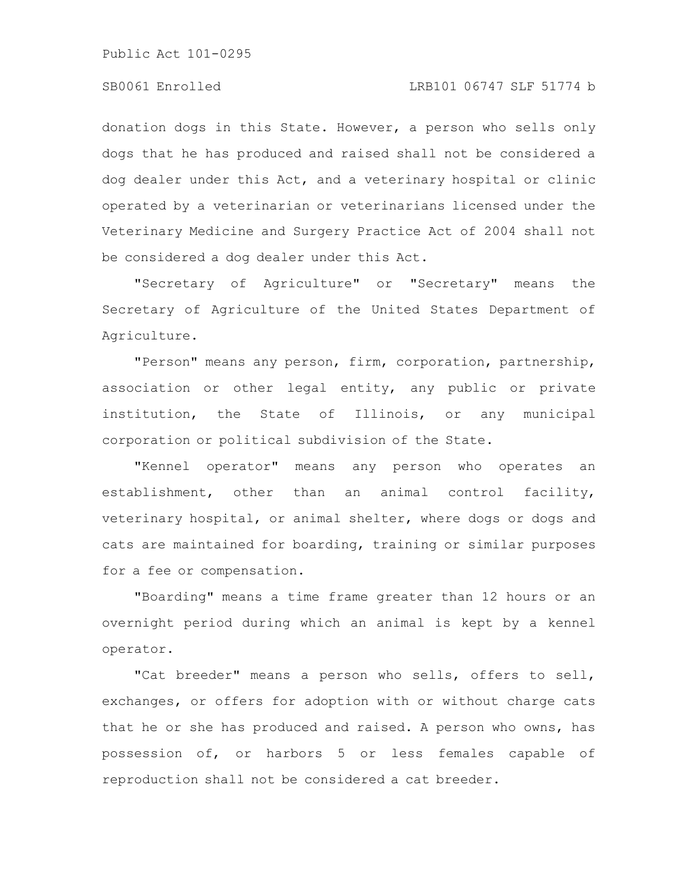donation dogs in this State. However, a person who sells only dogs that he has produced and raised shall not be considered a dog dealer under this Act, and a veterinary hospital or clinic operated by a veterinarian or veterinarians licensed under the Veterinary Medicine and Surgery Practice Act of 2004 shall not be considered a dog dealer under this Act.

"Secretary of Agriculture" or "Secretary" means the Secretary of Agriculture of the United States Department of Agriculture.

"Person" means any person, firm, corporation, partnership, association or other legal entity, any public or private institution, the State of Illinois, or any municipal corporation or political subdivision of the State.

"Kennel operator" means any person who operates an establishment, other than an animal control facility, veterinary hospital, or animal shelter, where dogs or dogs and cats are maintained for boarding, training or similar purposes for a fee or compensation.

"Boarding" means a time frame greater than 12 hours or an overnight period during which an animal is kept by a kennel operator.

"Cat breeder" means a person who sells, offers to sell, exchanges, or offers for adoption with or without charge cats that he or she has produced and raised. A person who owns, has possession of, or harbors 5 or less females capable of reproduction shall not be considered a cat breeder.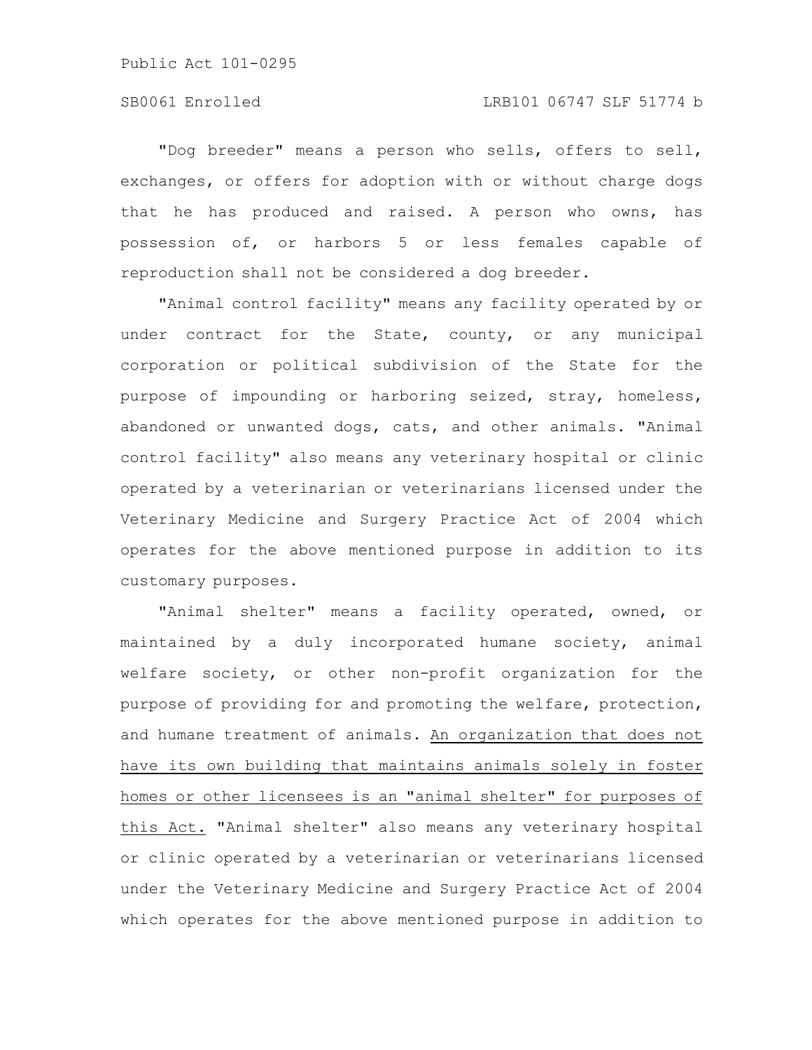"Dog breeder" means a person who sells, offers to sell, exchanges, or offers for adoption with or without charge dogs that he has produced and raised. A person who owns, has possession of, or harbors 5 or less females capable of reproduction shall not be considered a dog breeder.

"Animal control facility" means any facility operated by or under contract for the State, county, or any municipal corporation or political subdivision of the State for the purpose of impounding or harboring seized, stray, homeless, abandoned or unwanted dogs, cats, and other animals. "Animal control facility" also means any veterinary hospital or clinic operated by a veterinarian or veterinarians licensed under the Veterinary Medicine and Surgery Practice Act of 2004 which operates for the above mentioned purpose in addition to its customary purposes.

"Animal shelter" means a facility operated, owned, or maintained by a duly incorporated humane society, animal welfare society, or other non-profit organization for the purpose of providing for and promoting the welfare, protection, and humane treatment of animals. <u>An organization that does not have its own building that maintains animals solely in foster homes or other licensees is an "animal shelter" for purposes of this Act.</u> "Animal shelter" also means any veterinary hospital or clinic operated by a veterinarian or veterinarians licensed under the Veterinary Medicine and Surgery Practice Act of 2004 which operates for the above mentioned purpose in addition to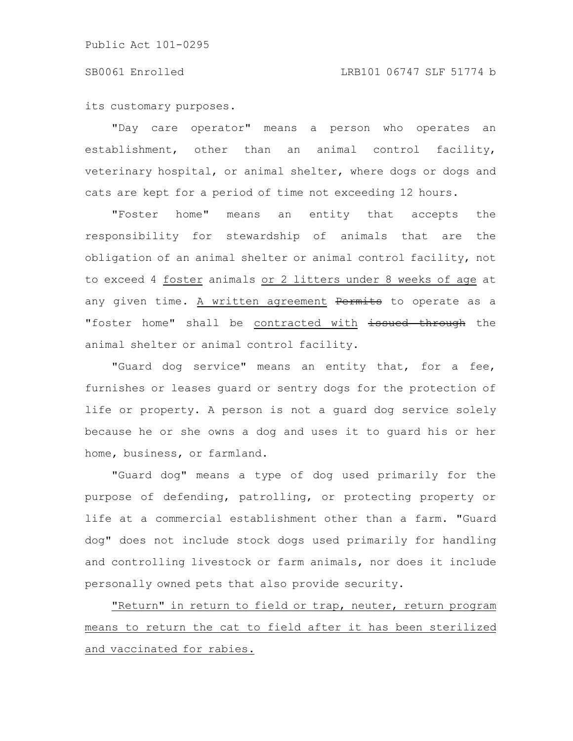its customary purposes.

"Day care operator" means a person who operates an establishment, other than an animal control facility, veterinary hospital, or animal shelter, where dogs or dogs and cats are kept for a period of time not exceeding 12 hours.

"Foster home" means an entity that accepts the responsibility for stewardship of animals that are the obligation of an animal shelter or animal control facility, not to exceed 4 foster animals or 2 litters under 8 weeks of age at any given time. A written agreement ~~Permits~~ to operate as a "foster home" shall be contracted with ~~issued through~~ the animal shelter or animal control facility.

"Guard dog service" means an entity that, for a fee, furnishes or leases guard or sentry dogs for the protection of life or property. A person is not a guard dog service solely because he or she owns a dog and uses it to guard his or her home, business, or farmland.

"Guard dog" means a type of dog used primarily for the purpose of defending, patrolling, or protecting property or life at a commercial establishment other than a farm. "Guard dog" does not include stock dogs used primarily for handling and controlling livestock or farm animals, nor does it include personally owned pets that also provide security.

"Return" in return to field or trap, neuter, return program means to return the cat to field after it has been sterilized and vaccinated for rabies.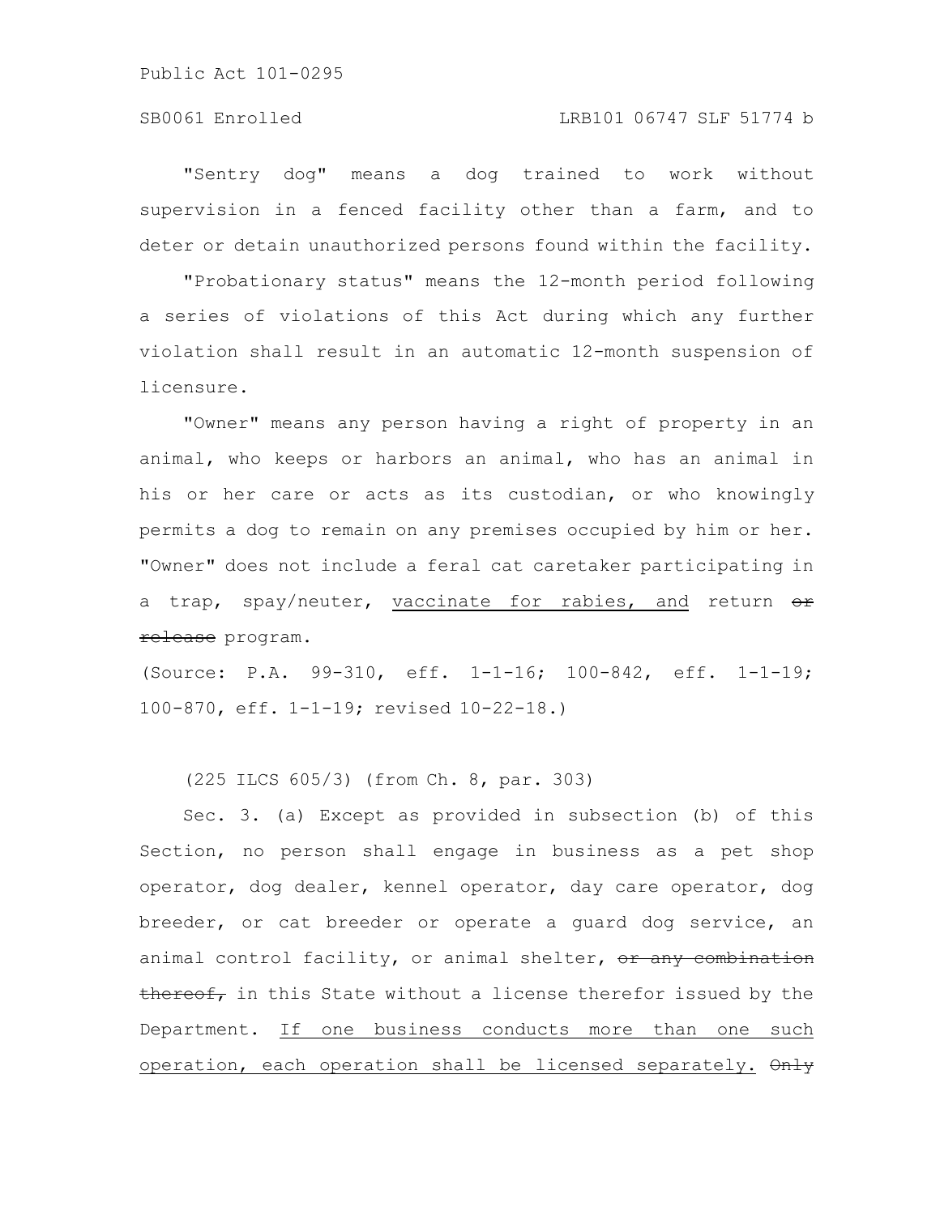"Sentry dog" means a dog trained to work without supervision in a fenced facility other than a farm, and to deter or detain unauthorized persons found within the facility.

"Probationary status" means the 12-month period following a series of violations of this Act during which any further violation shall result in an automatic 12-month suspension of licensure.

"Owner" means any person having a right of property in an animal, who keeps or harbors an animal, who has an animal in his or her care or acts as its custodian, or who knowingly permits a dog to remain on any premises occupied by him or her. "Owner" does not include a feral cat caretaker participating in a trap, spay/neuter, <u>vaccinate for rabies, and</u> return ~~or release~~ program.

(Source: P.A. 99-310, eff. 1-1-16; 100-842, eff. 1-1-19; 100-870, eff. 1-1-19; revised 10-22-18.)

(225 ILCS 605/3) (from Ch. 8, par. 303)

Sec. 3. (a) Except as provided in subsection (b) of this Section, no person shall engage in business as a pet shop operator, dog dealer, kennel operator, day care operator, dog breeder, or cat breeder or operate a guard dog service, an animal control facility, or animal shelter, ~~or any combination thereof,~~ in this State without a license therefor issued by the Department. <u>If one business conducts more than one such operation, each operation shall be licensed separately.</u> ~~Only~~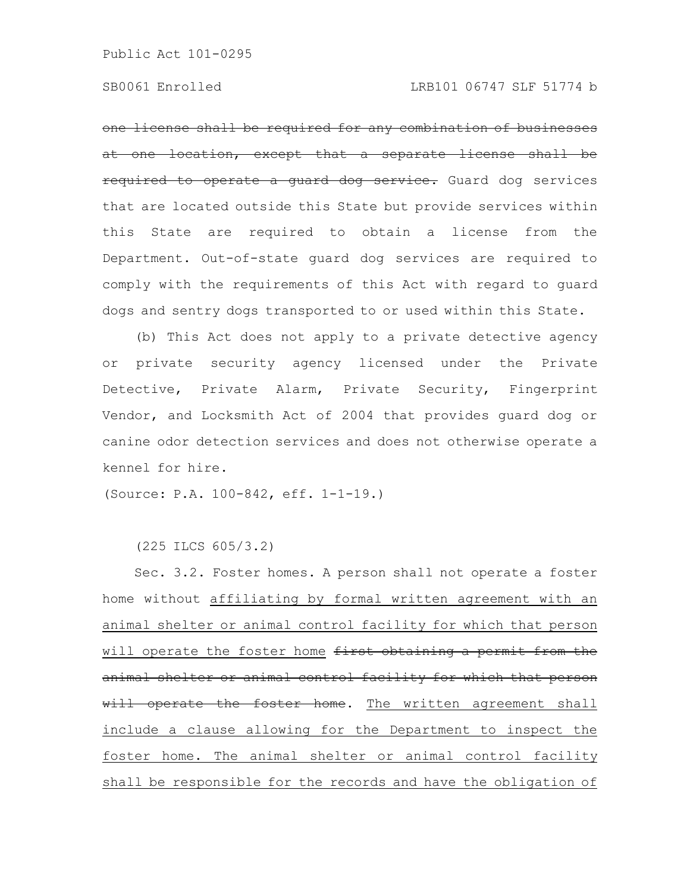~~one license shall be required for any combination of businesses at one location, except that a separate license shall be required to operate a guard dog service.~~ Guard dog services that are located outside this State but provide services within this State are required to obtain a license from the Department. Out-of-state guard dog services are required to comply with the requirements of this Act with regard to guard dogs and sentry dogs transported to or used within this State.

(b) This Act does not apply to a private detective agency or private security agency licensed under the Private Detective, Private Alarm, Private Security, Fingerprint Vendor, and Locksmith Act of 2004 that provides guard dog or canine odor detection services and does not otherwise operate a kennel for hire.

(Source: P.A. 100-842, eff. 1-1-19.)

(225 ILCS 605/3.2)

Sec. 3.2. Foster homes. A person shall not operate a foster home without <u>affiliating by formal written agreement with an animal shelter or animal control facility for which that person will operate the foster home</u> ~~first obtaining a permit from the animal shelter or animal control facility for which that person will operate the foster home~~. <u>The written agreement shall include a clause allowing for the Department to inspect the foster home. The animal shelter or animal control facility shall be responsible for the records and have the obligation of</u>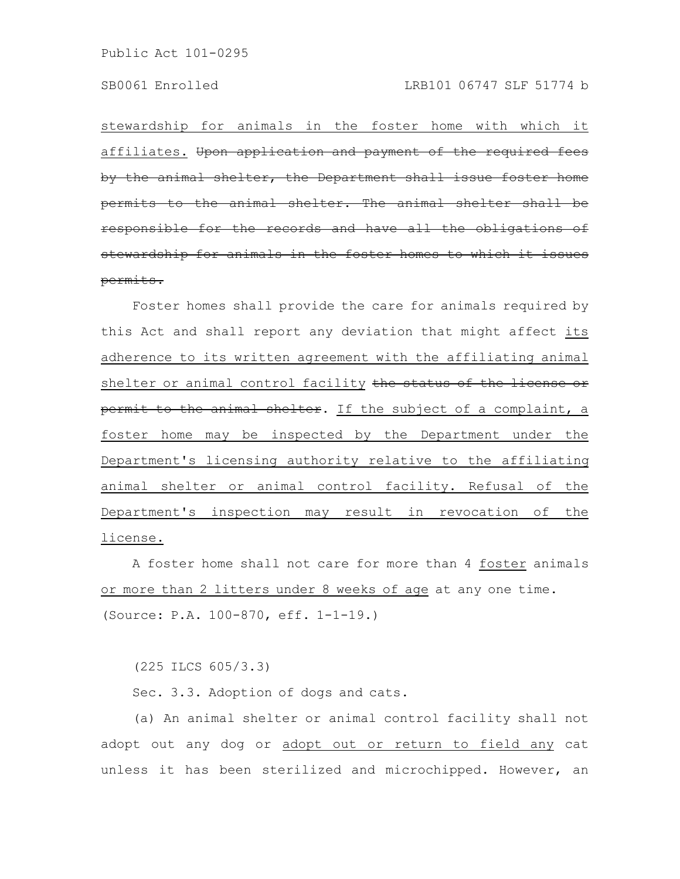stewardship for animals in the foster home with which it affiliates. ~~Upon application and payment of the required fees by the animal shelter, the Department shall issue foster home permits to the animal shelter. The animal shelter shall be responsible for the records and have all the obligations of stewardship for animals in the foster homes to which it issues permits.~~

Foster homes shall provide the care for animals required by this Act and shall report any deviation that might affect its adherence to its written agreement with the affiliating animal shelter or animal control facility ~~the status of the license or permit to the animal shelter~~. If the subject of a complaint, a foster home may be inspected by the Department under the Department's licensing authority relative to the affiliating animal shelter or animal control facility. Refusal of the Department's inspection may result in revocation of the license.

A foster home shall not care for more than 4 foster animals or more than 2 litters under 8 weeks of age at any one time.

(Source: P.A. 100-870, eff. 1-1-19.)

(225 ILCS 605/3.3)

Sec. 3.3. Adoption of dogs and cats.

(a) An animal shelter or animal control facility shall not adopt out any dog or adopt out or return to field any cat unless it has been sterilized and microchipped. However, an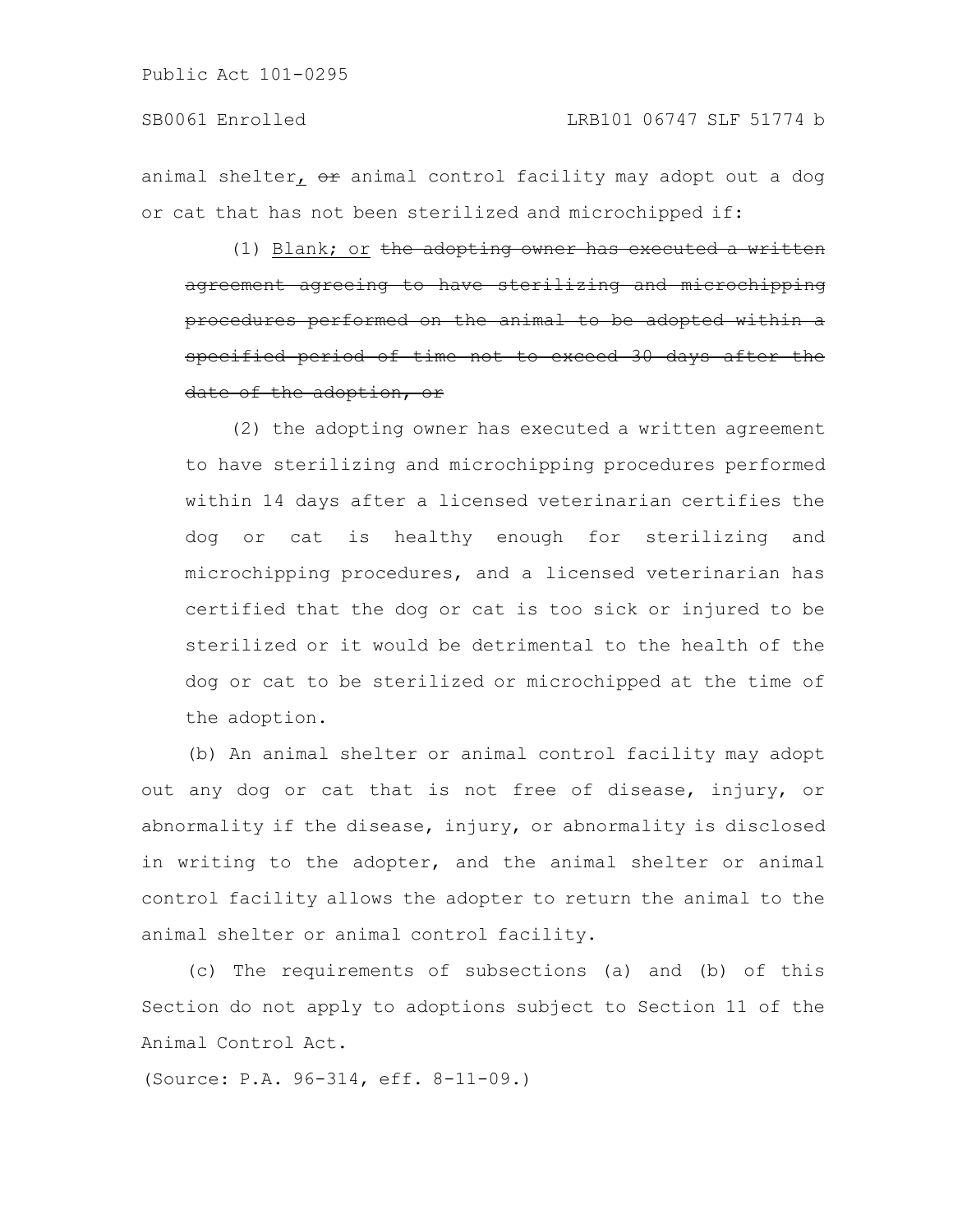animal shelter<u>,</u> ~~or~~ animal control facility may adopt out a dog or cat that has not been sterilized and microchipped if:

(1) <u>Blank; or</u> ~~the adopting owner has executed a written agreement agreeing to have sterilizing and microchipping procedures performed on the animal to be adopted within a specified period of time not to exceed 30 days after the date of the adoption, or~~

(2) the adopting owner has executed a written agreement to have sterilizing and microchipping procedures performed within 14 days after a licensed veterinarian certifies the dog or cat is healthy enough for sterilizing and microchipping procedures, and a licensed veterinarian has certified that the dog or cat is too sick or injured to be sterilized or it would be detrimental to the health of the dog or cat to be sterilized or microchipped at the time of the adoption.

(b) An animal shelter or animal control facility may adopt out any dog or cat that is not free of disease, injury, or abnormality if the disease, injury, or abnormality is disclosed in writing to the adopter, and the animal shelter or animal control facility allows the adopter to return the animal to the animal shelter or animal control facility.

(c) The requirements of subsections (a) and (b) of this Section do not apply to adoptions subject to Section 11 of the Animal Control Act.

(Source: P.A. 96-314, eff. 8-11-09.)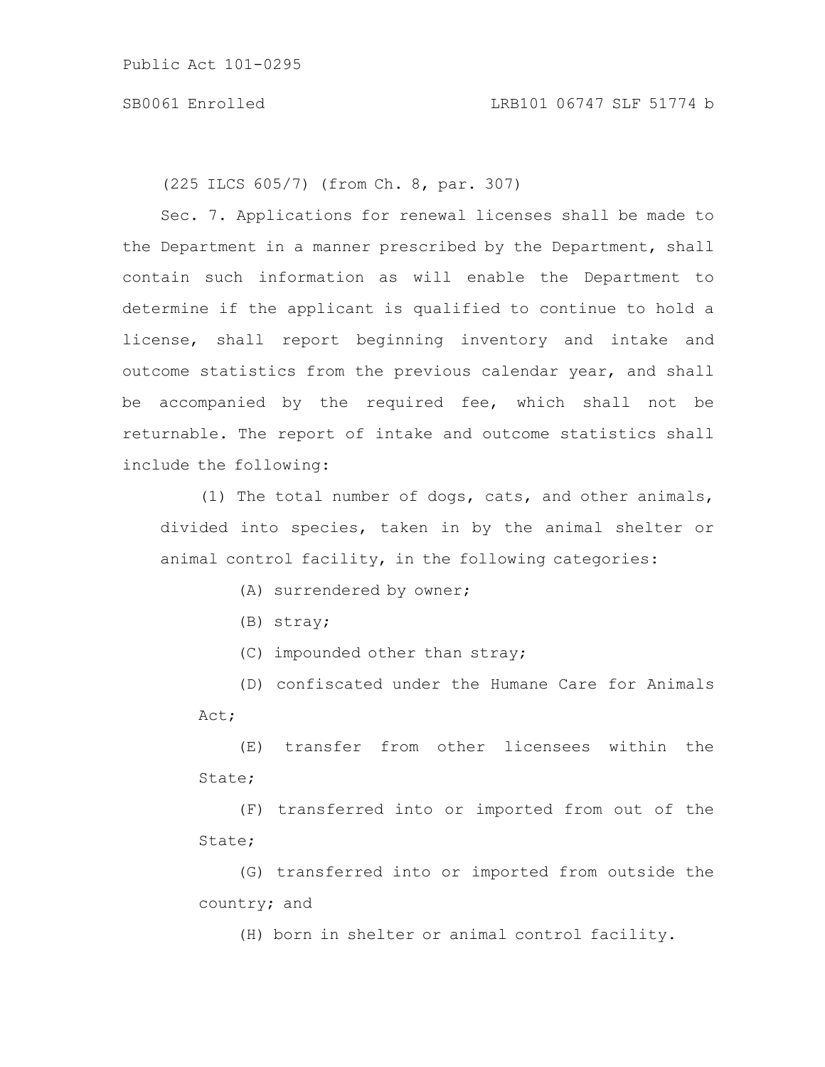(225 ILCS 605/7) (from Ch. 8, par. 307)

Sec. 7. Applications for renewal licenses shall be made to the Department in a manner prescribed by the Department, shall contain such information as will enable the Department to determine if the applicant is qualified to continue to hold a license, shall report beginning inventory and intake and outcome statistics from the previous calendar year, and shall be accompanied by the required fee, which shall not be returnable. The report of intake and outcome statistics shall include the following:

(1) The total number of dogs, cats, and other animals, divided into species, taken in by the animal shelter or animal control facility, in the following categories:

(A) surrendered by owner;

(B) stray;

(C) impounded other than stray;

(D) confiscated under the Humane Care for Animals Act;

(E) transfer from other licensees within the State;

(F) transferred into or imported from out of the State;

(G) transferred into or imported from outside the country; and

(H) born in shelter or animal control facility.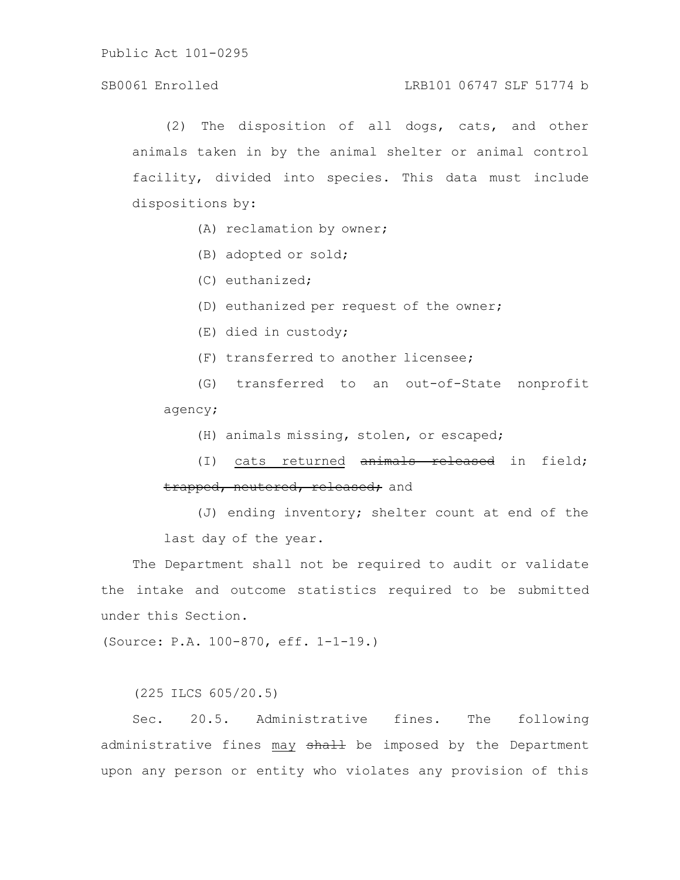(2) The disposition of all dogs, cats, and other animals taken in by the animal shelter or animal control facility, divided into species. This data must include dispositions by:

(A) reclamation by owner;

(B) adopted or sold;

(C) euthanized;

(D) euthanized per request of the owner;

(E) died in custody;

(F) transferred to another licensee;

(G) transferred to an out-of-State nonprofit agency;

(H) animals missing, stolen, or escaped;

(I) <u>cats returned</u> ~~animals released~~ in field; ~~trapped, neutered, released;~~ and

(J) ending inventory; shelter count at end of the last day of the year.

The Department shall not be required to audit or validate the intake and outcome statistics required to be submitted under this Section.

(Source: P.A. 100-870, eff. 1-1-19.)

(225 ILCS 605/20.5)

Sec. 20.5. Administrative fines. The following administrative fines <u>may</u> ~~shall~~ be imposed by the Department upon any person or entity who violates any provision of this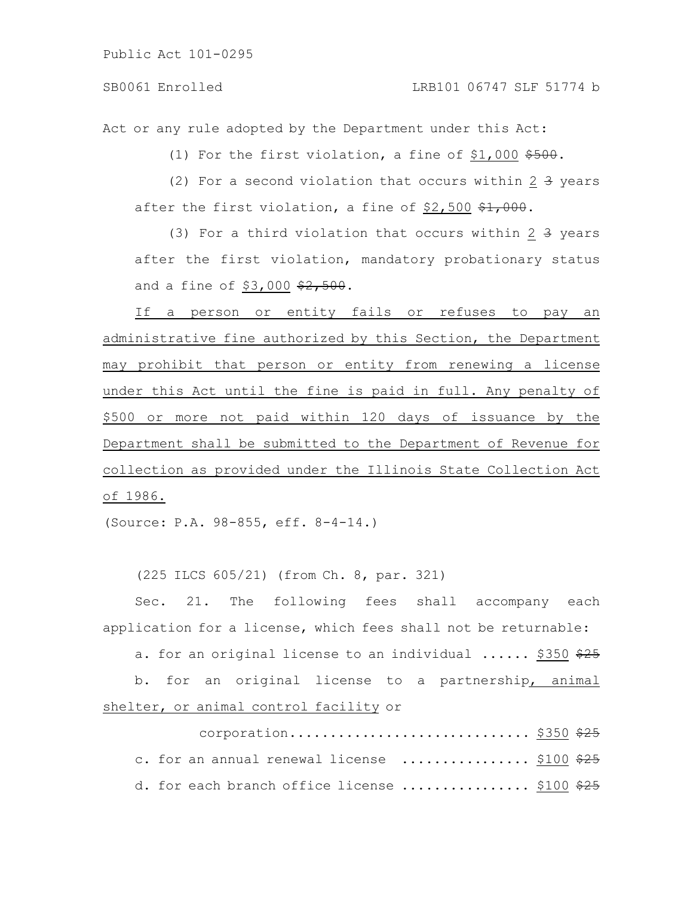Act or any rule adopted by the Department under this Act:

(1) For the first violation, a fine of $1,000 ~~$500~~.

(2) For a second violation that occurs within 2 ~~3~~ years after the first violation, a fine of $2,500 ~~$1,000~~.

(3) For a third violation that occurs within 2 ~~3~~ years after the first violation, mandatory probationary status and a fine of $3,000 ~~$2,500~~.

If a person or entity fails or refuses to pay an administrative fine authorized by this Section, the Department may prohibit that person or entity from renewing a license under this Act until the fine is paid in full. Any penalty of $500 or more not paid within 120 days of issuance by the Department shall be submitted to the Department of Revenue for collection as provided under the Illinois State Collection Act of 1986.

(Source: P.A. 98-855, eff. 8-4-14.)

(225 ILCS 605/21) (from Ch. 8, par. 321)

Sec. 21. The following fees shall accompany each application for a license, which fees shall not be returnable:

a. for an original license to an individual ...... $350 ~~$25~~

b. for an original license to a partnership, animal shelter, or animal control facility or

corporation............................ $350 ~~$25~~

c. for an annual renewal license ................ $100 ~~$25~~

d. for each branch office license ............... $100 ~~$25~~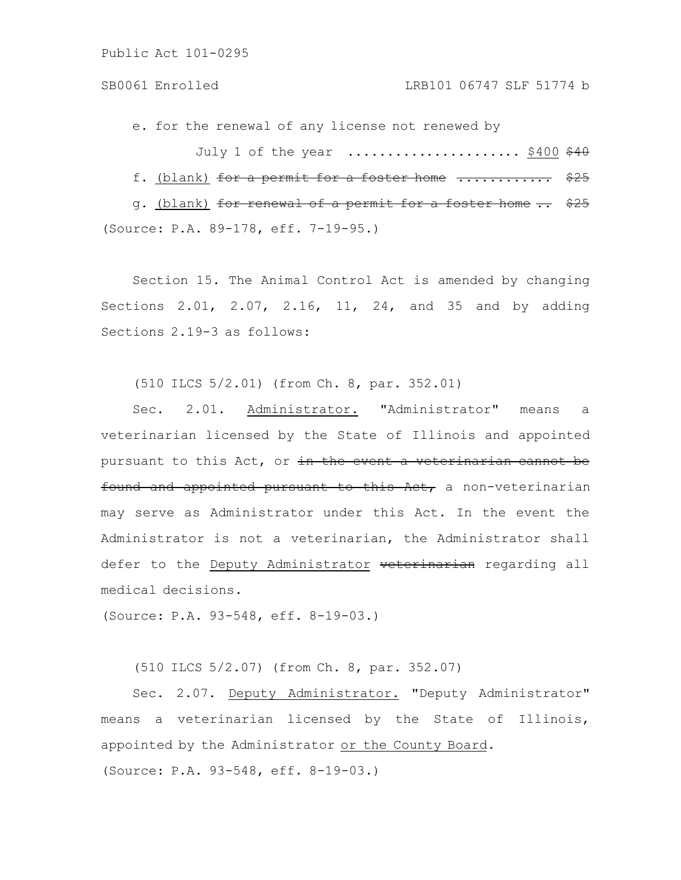e. for the renewal of any license not renewed by

July 1 of the year ..................... <u>$400</u> ~~$40~~

f. <u>(blank)</u> ~~for a permit for a foster home ............~~ ~~$25~~

g. <u>(blank)</u> ~~for renewal of a permit for a foster home ..~~ ~~$25~~

(Source: P.A. 89-178, eff. 7-19-95.)

Section 15. The Animal Control Act is amended by changing Sections 2.01, 2.07, 2.16, 11, 24, and 35 and by adding Sections 2.19-3 as follows:

(510 ILCS 5/2.01) (from Ch. 8, par. 352.01)

Sec. 2.01. <u>Administrator.</u> "Administrator" means a veterinarian licensed by the State of Illinois and appointed pursuant to this Act, or ~~in the event a veterinarian cannot be found and appointed pursuant to this Act,~~ a non-veterinarian may serve as Administrator under this Act. In the event the Administrator is not a veterinarian, the Administrator shall defer to the <u>Deputy Administrator</u> ~~veterinarian~~ regarding all medical decisions.

(Source: P.A. 93-548, eff. 8-19-03.)

(510 ILCS 5/2.07) (from Ch. 8, par. 352.07)

Sec. 2.07. <u>Deputy Administrator.</u> "Deputy Administrator" means a veterinarian licensed by the State of Illinois, appointed by the Administrator <u>or the County Board</u>.

(Source: P.A. 93-548, eff. 8-19-03.)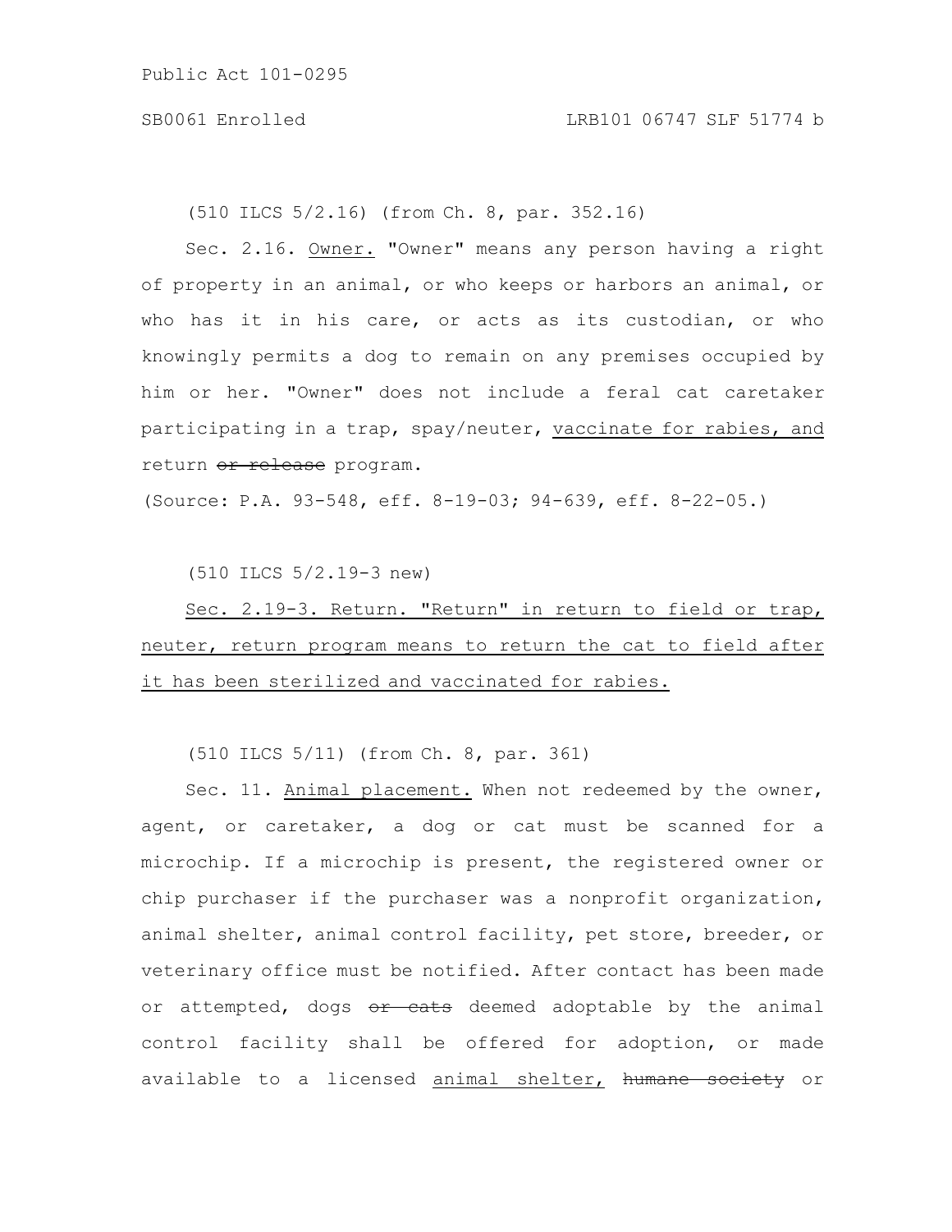(510 ILCS 5/2.16) (from Ch. 8, par. 352.16)

Sec. 2.16. <u>Owner.</u> "Owner" means any person having a right of property in an animal, or who keeps or harbors an animal, or who has it in his care, or acts as its custodian, or who knowingly permits a dog to remain on any premises occupied by him or her. "Owner" does not include a feral cat caretaker participating in a trap, spay/neuter, <u>vaccinate for rabies, and</u> return ~~or release~~ program.

(Source: P.A. 93-548, eff. 8-19-03; 94-639, eff. 8-22-05.)

(510 ILCS 5/2.19-3 new)

<u>Sec. 2.19-3. Return. "Return" in return to field or trap, neuter, return program means to return the cat to field after it has been sterilized and vaccinated for rabies.</u>

(510 ILCS 5/11) (from Ch. 8, par. 361)

Sec. 11. <u>Animal placement.</u> When not redeemed by the owner, agent, or caretaker, a dog or cat must be scanned for a microchip. If a microchip is present, the registered owner or chip purchaser if the purchaser was a nonprofit organization, animal shelter, animal control facility, pet store, breeder, or veterinary office must be notified. After contact has been made or attempted, dogs ~~or cats~~ deemed adoptable by the animal control facility shall be offered for adoption, or made available to a licensed <u>animal shelter,</u> ~~humane society~~ or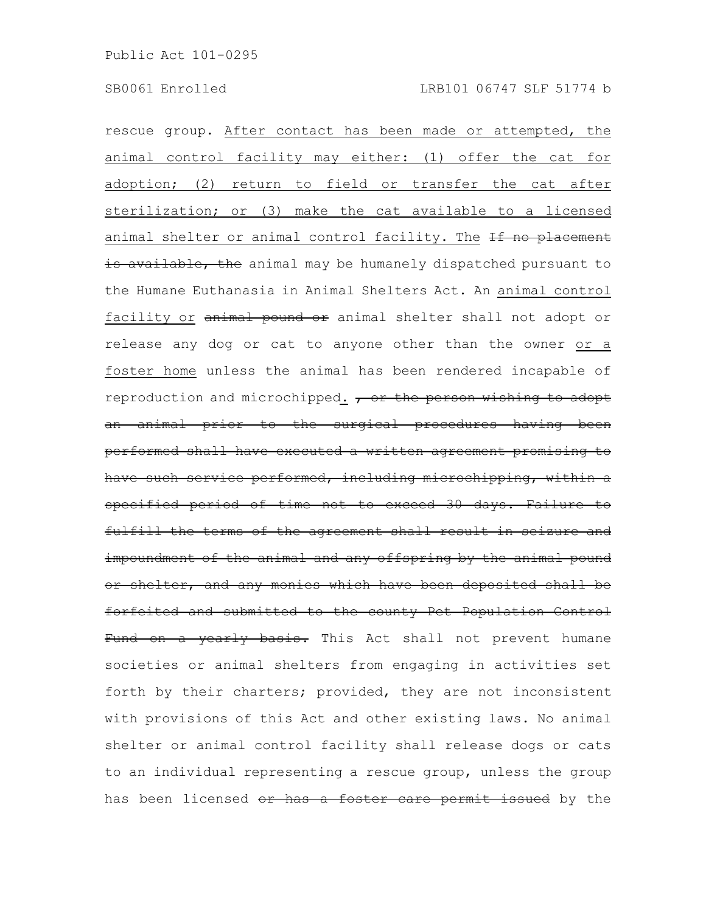rescue group. After contact has been made or attempted, the animal control facility may either: (1) offer the cat for adoption; (2) return to field or transfer the cat after sterilization; or (3) make the cat available to a licensed animal shelter or animal control facility. The ~~If no placement is available, the~~ animal may be humanely dispatched pursuant to the Humane Euthanasia in Animal Shelters Act. An animal control facility or ~~animal pound or~~ animal shelter shall not adopt or release any dog or cat to anyone other than the owner or a foster home unless the animal has been rendered incapable of reproduction and microchipped. ~~, or the person wishing to adopt an animal prior to the surgical procedures having been performed shall have executed a written agreement promising to have such service performed, including microchipping, within a specified period of time not to exceed 30 days. Failure to fulfill the terms of the agreement shall result in seizure and impoundment of the animal and any offspring by the animal pound or shelter, and any monies which have been deposited shall be forfeited and submitted to the county Pet Population Control Fund on a yearly basis.~~ This Act shall not prevent humane societies or animal shelters from engaging in activities set forth by their charters; provided, they are not inconsistent with provisions of this Act and other existing laws. No animal shelter or animal control facility shall release dogs or cats to an individual representing a rescue group, unless the group has been licensed ~~or has a foster care permit issued~~ by the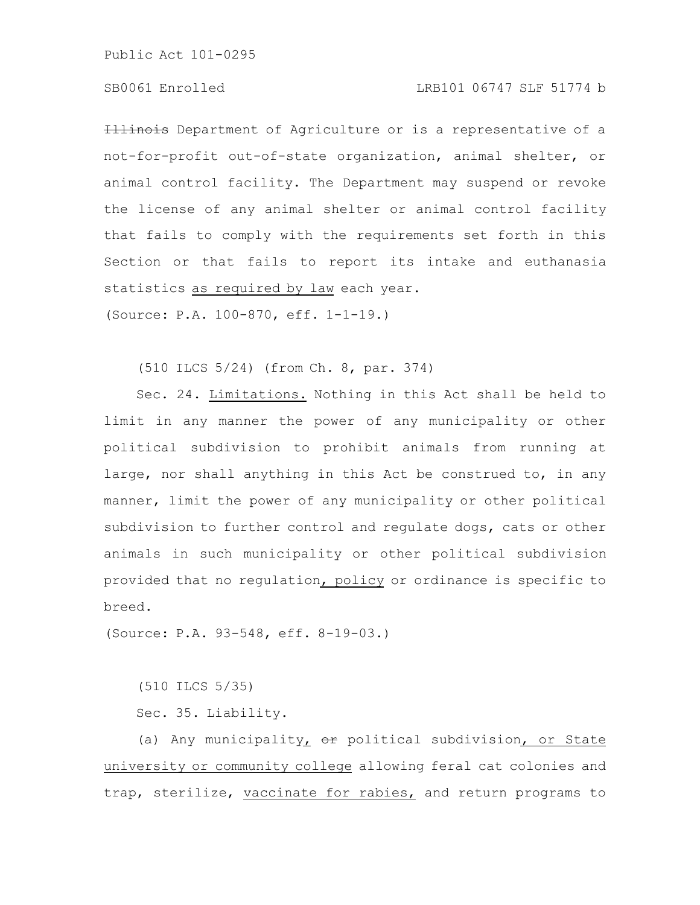~~Illinois~~ Department of Agriculture or is a representative of a not-for-profit out-of-state organization, animal shelter, or animal control facility. The Department may suspend or revoke the license of any animal shelter or animal control facility that fails to comply with the requirements set forth in this Section or that fails to report its intake and euthanasia statistics <u>as required by law</u> each year.

(Source: P.A. 100-870, eff. 1-1-19.)

(510 ILCS 5/24) (from Ch. 8, par. 374)

Sec. 24. <u>Limitations.</u> Nothing in this Act shall be held to limit in any manner the power of any municipality or other political subdivision to prohibit animals from running at large, nor shall anything in this Act be construed to, in any manner, limit the power of any municipality or other political subdivision to further control and regulate dogs, cats or other animals in such municipality or other political subdivision provided that no regulation<u>, policy</u> or ordinance is specific to breed.

(Source: P.A. 93-548, eff. 8-19-03.)

(510 ILCS 5/35)

Sec. 35. Liability.

(a) Any municipality<u>,</u> ~~or~~ political subdivision<u>, or State university or community college</u> allowing feral cat colonies and trap, sterilize, <u>vaccinate for rabies,</u> and return programs to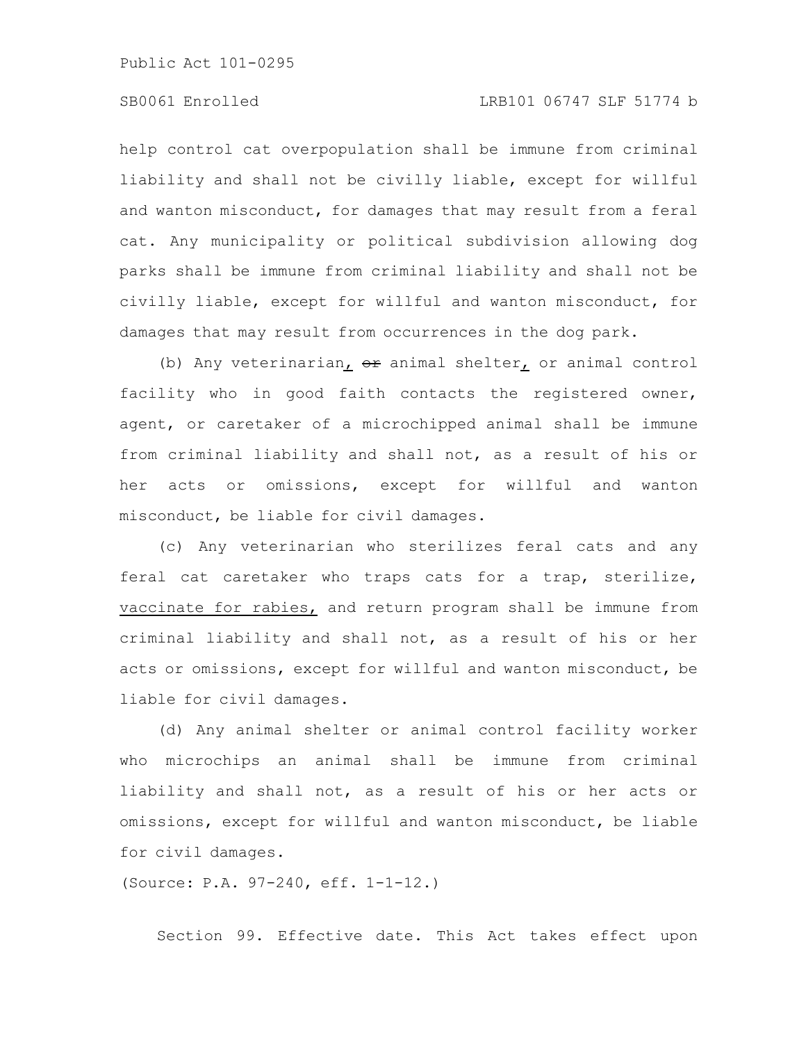help control cat overpopulation shall be immune from criminal liability and shall not be civilly liable, except for willful and wanton misconduct, for damages that may result from a feral cat. Any municipality or political subdivision allowing dog parks shall be immune from criminal liability and shall not be civilly liable, except for willful and wanton misconduct, for damages that may result from occurrences in the dog park.

(b) Any veterinarian, ~~or~~ animal shelter, or animal control facility who in good faith contacts the registered owner, agent, or caretaker of a microchipped animal shall be immune from criminal liability and shall not, as a result of his or her acts or omissions, except for willful and wanton misconduct, be liable for civil damages.

(c) Any veterinarian who sterilizes feral cats and any feral cat caretaker who traps cats for a trap, sterilize, <u>vaccinate for rabies,</u> and return program shall be immune from criminal liability and shall not, as a result of his or her acts or omissions, except for willful and wanton misconduct, be liable for civil damages.

(d) Any animal shelter or animal control facility worker who microchips an animal shall be immune from criminal liability and shall not, as a result of his or her acts or omissions, except for willful and wanton misconduct, be liable for civil damages.

(Source: P.A. 97-240, eff. 1-1-12.)

Section 99. Effective date. This Act takes effect upon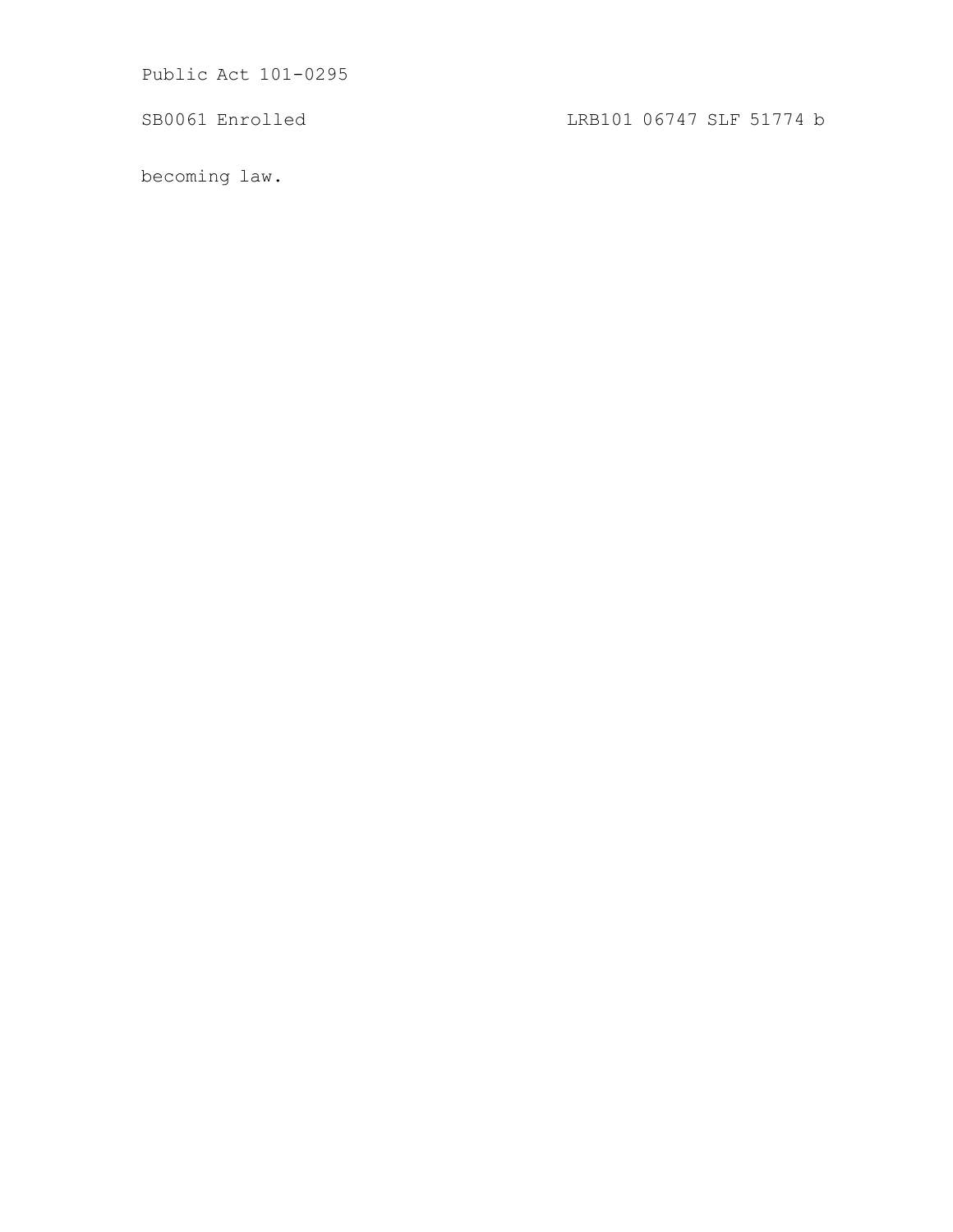becoming law.